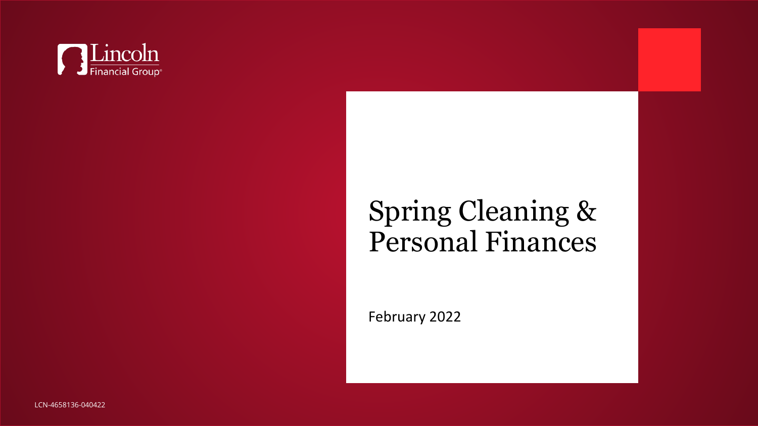Lincoln Financial Group

# Spring Cleaning & Personal Finances

February 2022

LCN-4658136-040422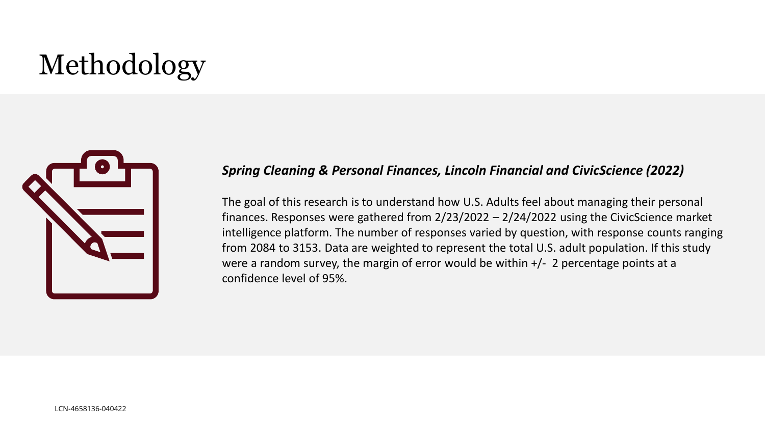# Methodology

***Spring Cleaning & Personal Finances, Lincoln Financial and CivicScience (2022)***

The goal of this research is to understand how U.S. Adults feel about managing their personal finances. Responses were gathered from 2/23/2022 – 2/24/2022 using the CivicScience market intelligence platform. The number of responses varied by question, with response counts ranging from 2084 to 3153. Data are weighted to represent the total U.S. adult population. If this study were a random survey, the margin of error would be within +/- 2 percentage points at a confidence level of 95%.

LCN-4658136-040422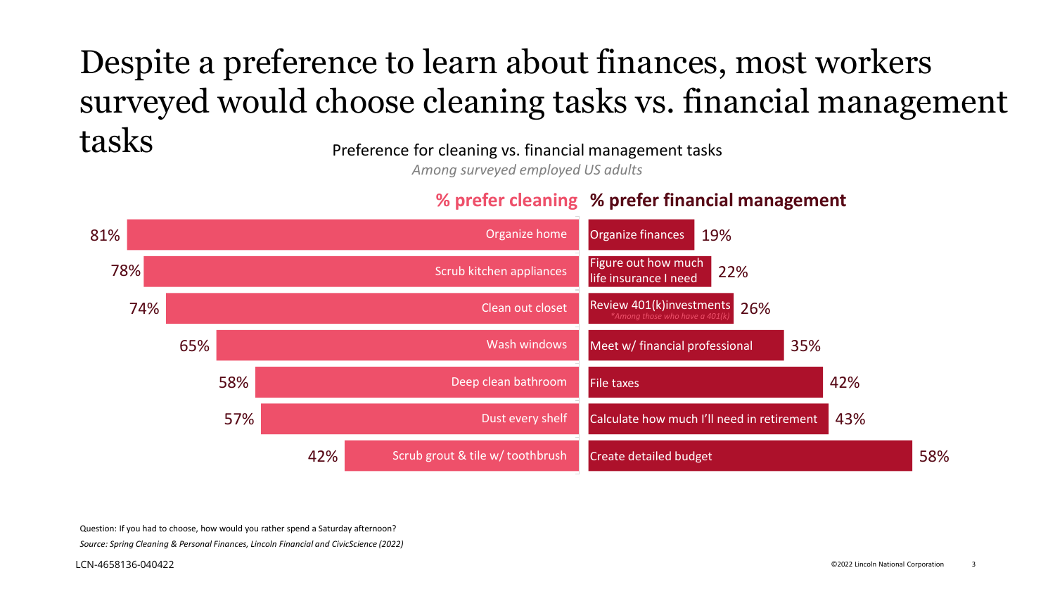# Despite a preference to learn about finances, most workers surveyed would choose cleaning tasks vs. financial management tasks

Preference for cleaning vs. financial management tasks

*Among surveyed employed US adults*

| % prefer cleaning | Cleaning task | Financial management task | % prefer financial management |
|---|---|---|---|
| 81% | Organize home | Organize finances | 19% |
| 78% | Scrub kitchen appliances | Figure out how much life insurance I need | 22% |
| 74% | Clean out closet | Review 401(k)investments *\*Among those who have a 401(k)* | 26% |
| 65% | Wash windows | Meet w/ financial professional | 35% |
| 58% | Deep clean bathroom | File taxes | 42% |
| 57% | Dust every shelf | Calculate how much I'll need in retirement | 43% |
| 42% | Scrub grout & tile w/ toothbrush | Create detailed budget | 58% |

Question: If you had to choose, how would you rather spend a Saturday afternoon?

*Source: Spring Cleaning & Personal Finances, Lincoln Financial and CivicScience (2022)*

LCN-4658136-040422

©2022 Lincoln National Corporation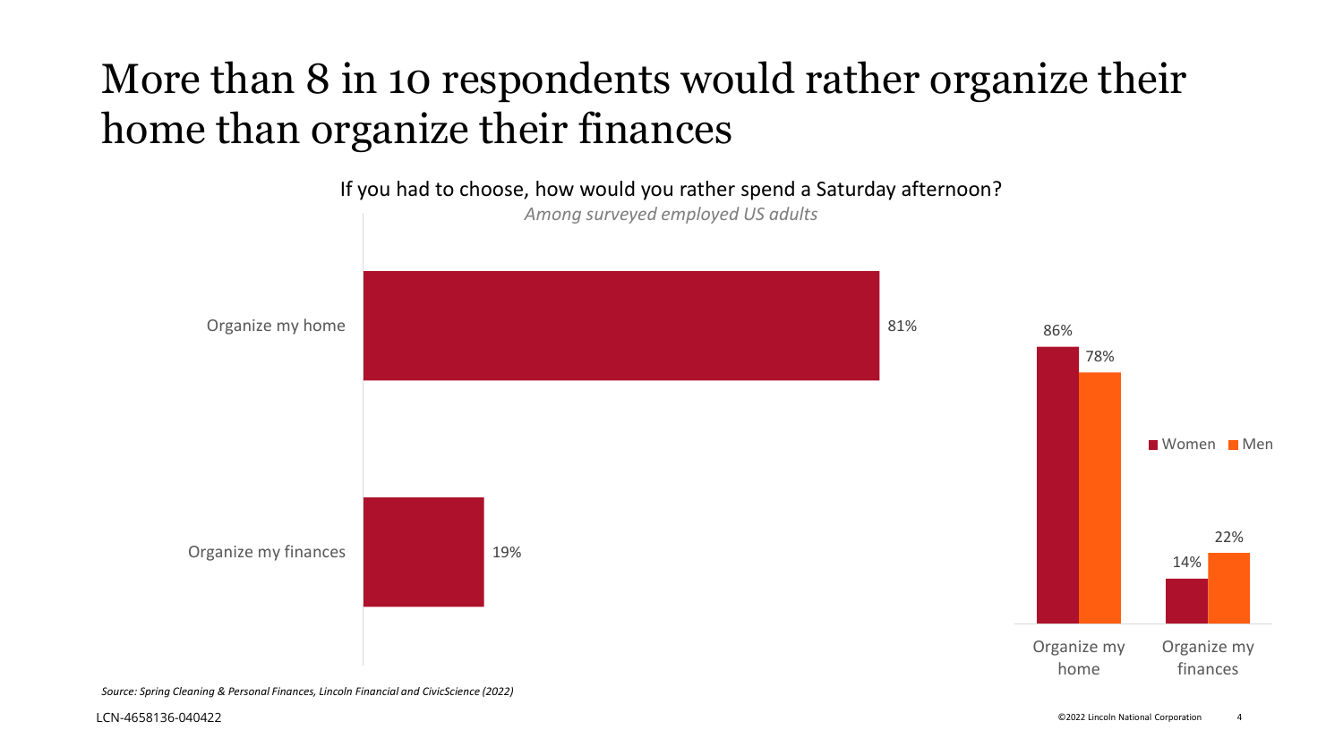# More than 8 in 10 respondents would rather organize their home than organize their finances

If you had to choose, how would you rather spend a Saturday afternoon?

*Among surveyed employed US adults*

| Response | Total |
| --- | --- |
| Organize my home | 81% |
| Organize my finances | 19% |

| Response | Women | Men |
| --- | --- | --- |
| Organize my home | 86% | 78% |
| Organize my finances | 14% | 22% |

*Source: Spring Cleaning & Personal Finances, Lincoln Financial and CivicScience (2022)*

LCN-4658136-040422

©2022 Lincoln National Corporation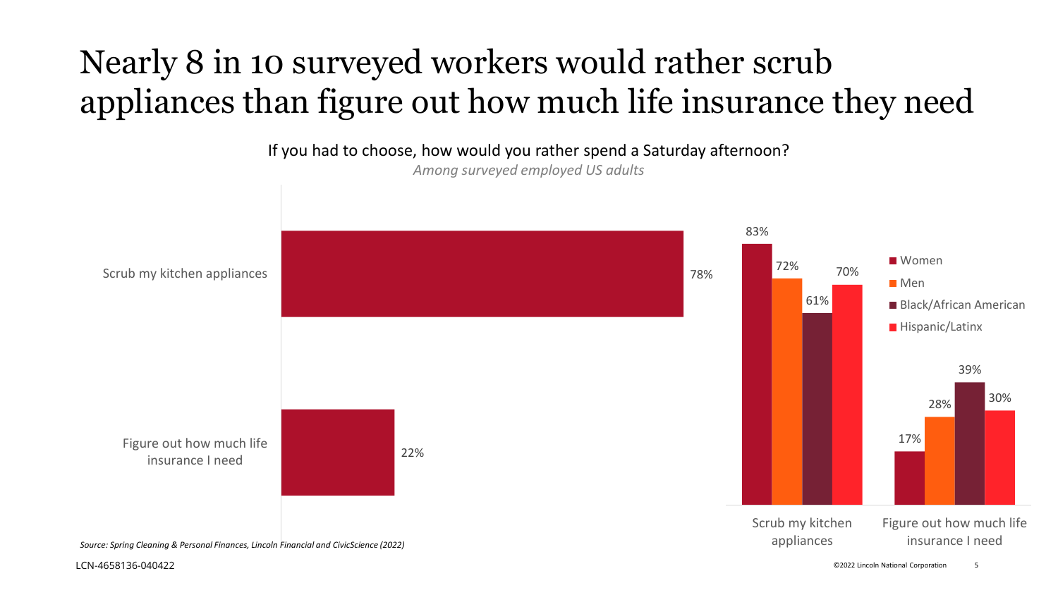# Nearly 8 in 10 surveyed workers would rather scrub appliances than figure out how much life insurance they need

If you had to choose, how would you rather spend a Saturday afternoon?

*Among surveyed employed US adults*

| Response | Total |
|---|---|
| Scrub my kitchen appliances | 78% |
| Figure out how much life insurance I need | 22% |

| Response | Women | Men | Black/African American | Hispanic/Latinx |
|---|---|---|---|---|
| Scrub my kitchen appliances | 83% | 72% | 61% | 70% |
| Figure out how much life insurance I need | 17% | 28% | 39% | 30% |

*Source: Spring Cleaning & Personal Finances, Lincoln Financial and CivicScience (2022)*

LCN-4658136-040422

©2022 Lincoln National Corporation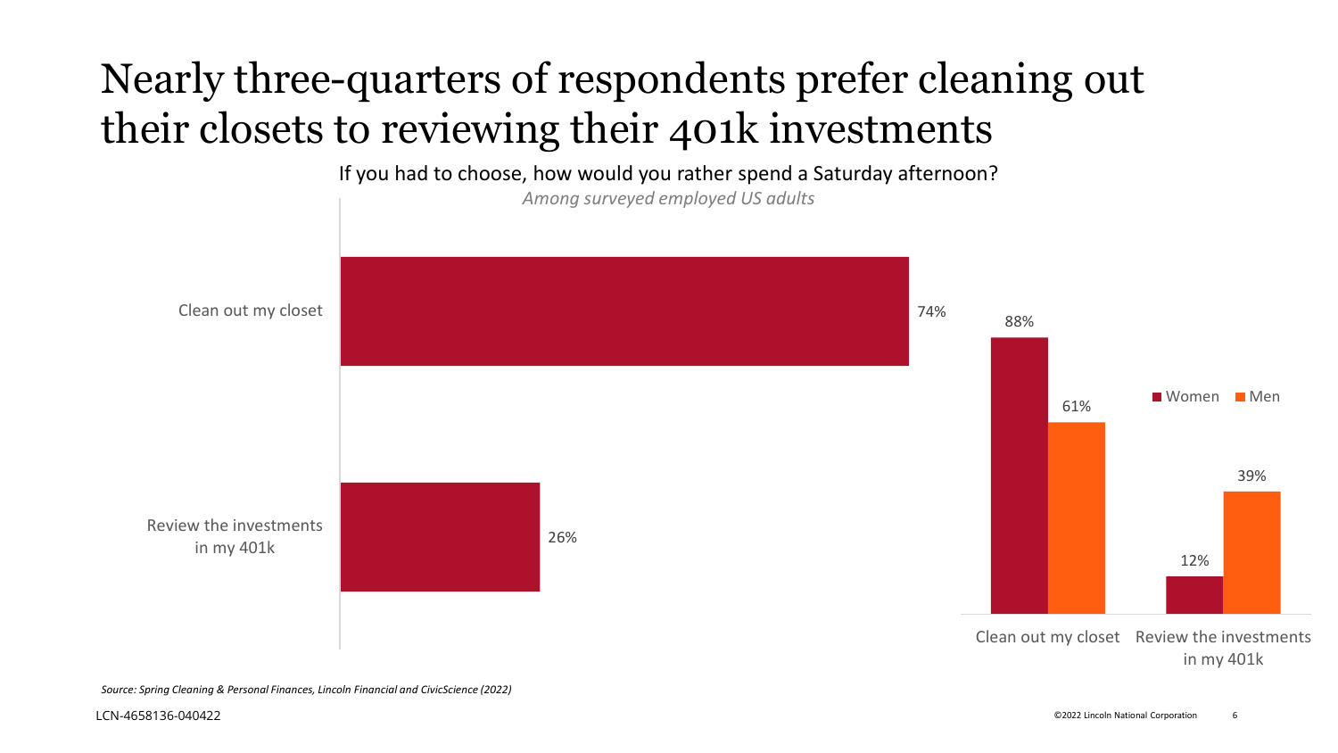# Nearly three-quarters of respondents prefer cleaning out their closets to reviewing their 401k investments

If you had to choose, how would you rather spend a Saturday afternoon?

*Among surveyed employed US adults*

| Response | Total |
| --- | --- |
| Clean out my closet | 74% |
| Review the investments in my 401k | 26% |

| Response | Women | Men |
| --- | --- | --- |
| Clean out my closet | 88% | 61% |
| Review the investments in my 401k | 12% | 39% |

*Source: Spring Cleaning & Personal Finances, Lincoln Financial and CivicScience (2022)*

LCN-4658136-040422

©2022 Lincoln National Corporation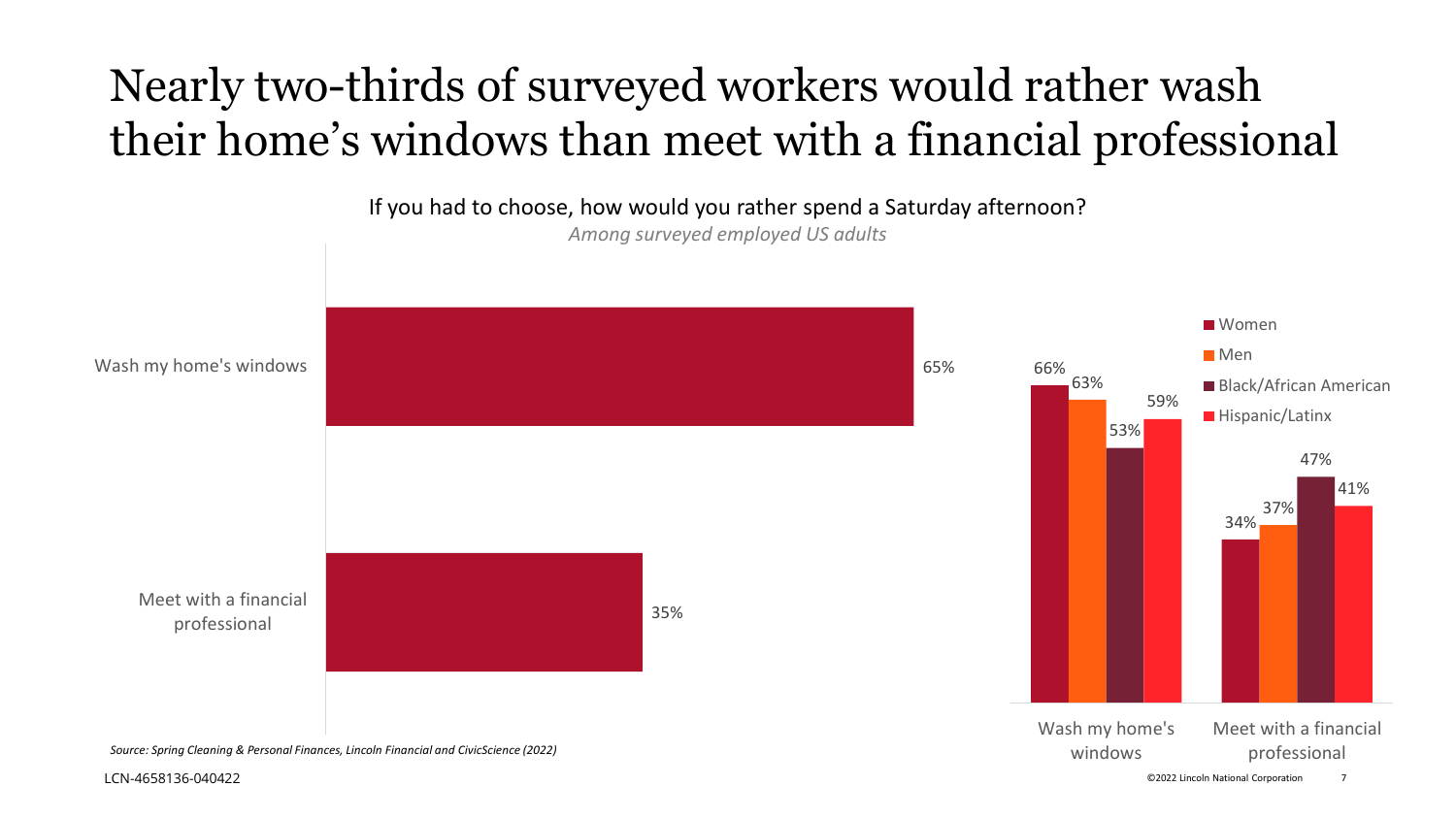# Nearly two-thirds of surveyed workers would rather wash their home's windows than meet with a financial professional

If you had to choose, how would you rather spend a Saturday afternoon?

*Among surveyed employed US adults*

| | Total |
|---|---|
| Wash my home's windows | 65% |
| Meet with a financial professional | 35% |

| | Women | Men | Black/African American | Hispanic/Latinx |
|---|---|---|---|---|
| Wash my home's windows | 66% | 63% | 53% | 59% |
| Meet with a financial professional | 34% | 37% | 47% | 41% |

*Source: Spring Cleaning & Personal Finances, Lincoln Financial and CivicScience (2022)*

LCN-4658136-040422

©2022 Lincoln National Corporation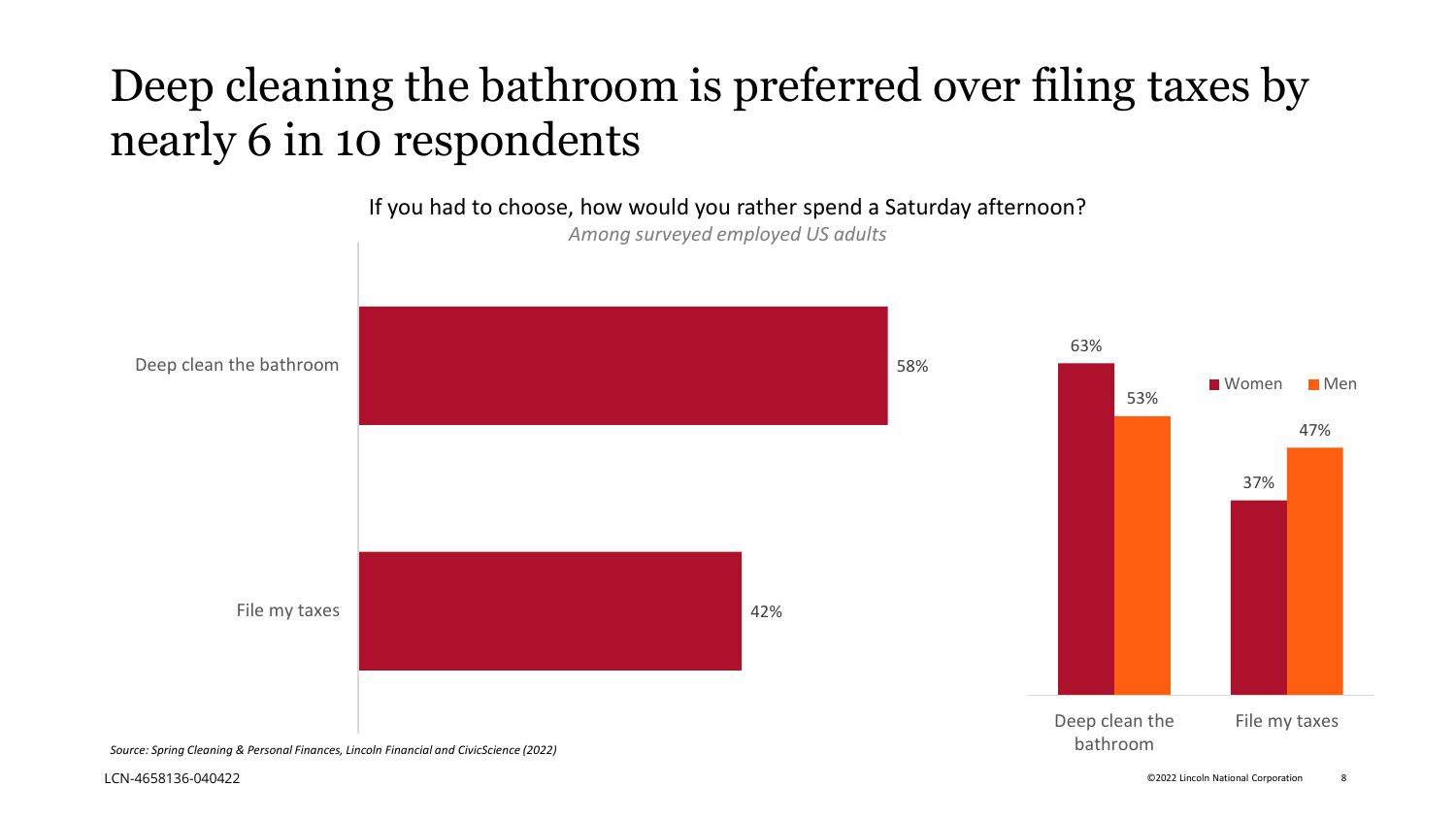# Deep cleaning the bathroom is preferred over filing taxes by nearly 6 in 10 respondents

If you had to choose, how would you rather spend a Saturday afternoon?

*Among surveyed employed US adults*

| Response | Total |
| --- | --- |
| Deep clean the bathroom | 58% |
| File my taxes | 42% |

| Response | Women | Men |
| --- | --- | --- |
| Deep clean the bathroom | 63% | 53% |
| File my taxes | 37% | 47% |

*Source: Spring Cleaning & Personal Finances, Lincoln Financial and CivicScience (2022)*

LCN-4658136-040422

©2022 Lincoln National Corporation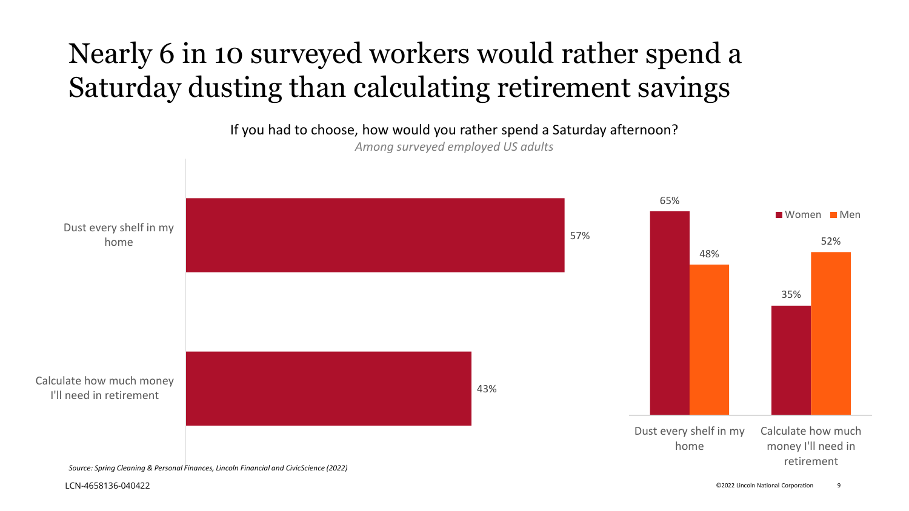# Nearly 6 in 10 surveyed workers would rather spend a Saturday dusting than calculating retirement savings

If you had to choose, how would you rather spend a Saturday afternoon?

*Among surveyed employed US adults*

| | Total |
|---|---|
| Dust every shelf in my home | 57% |
| Calculate how much money I'll need in retirement | 43% |

| | Women | Men |
|---|---|---|
| Dust every shelf in my home | 65% | 48% |
| Calculate how much money I'll need in retirement | 35% | 52% |

*Source: Spring Cleaning & Personal Finances, Lincoln Financial and CivicScience (2022)*

LCN-4658136-040422

©2022 Lincoln National Corporation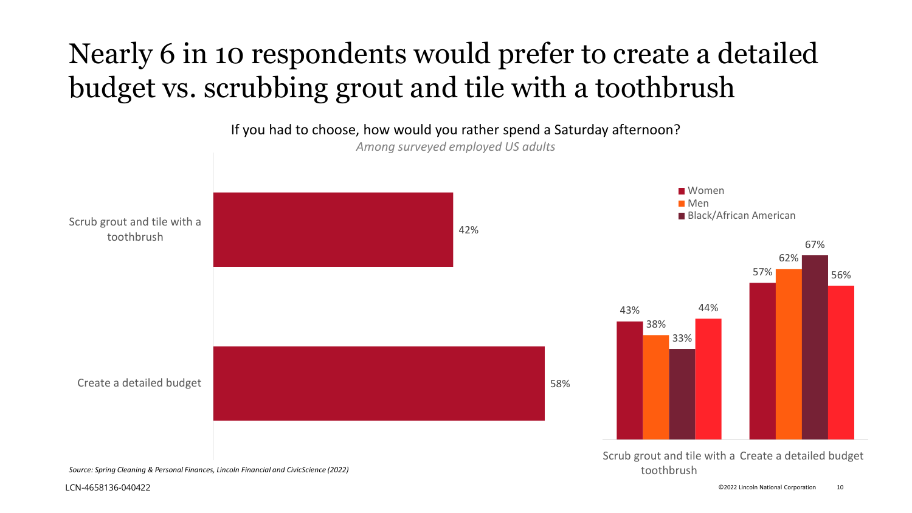# Nearly 6 in 10 respondents would prefer to create a detailed budget vs. scrubbing grout and tile with a toothbrush

If you had to choose, how would you rather spend a Saturday afternoon?

*Among surveyed employed US adults*

| Response | % |
|---|---|
| Scrub grout and tile with a toothbrush | 42% |
| Create a detailed budget | 58% |

| Response | Women | Men | Black/African American | |
|---|---|---|---|---|
| Scrub grout and tile with a toothbrush | 43% | 38% | 33% | 44% |
| Create a detailed budget | 57% | 62% | 67% | 56% |

*Source: Spring Cleaning & Personal Finances, Lincoln Financial and CivicScience (2022)*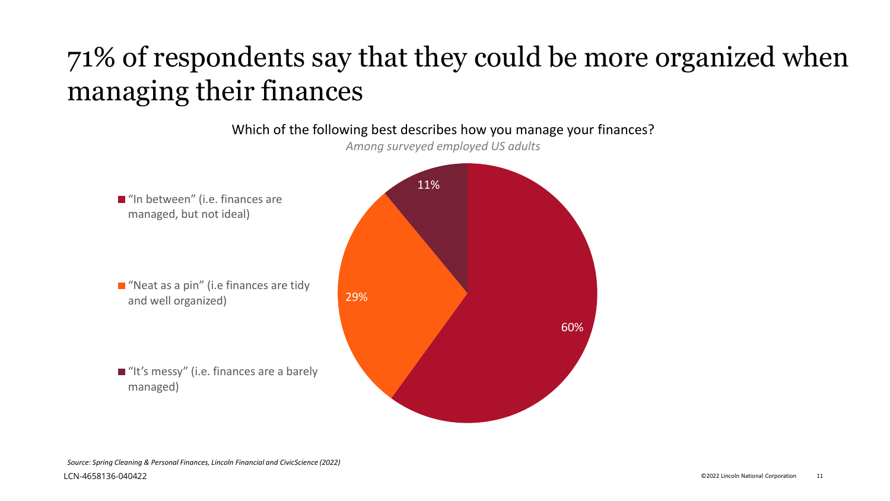# 71% of respondents say that they could be more organized when managing their finances

Which of the following best describes how you manage your finances?

*Among surveyed employed US adults*

- "In between" (i.e. finances are managed, but not ideal)
- "Neat as a pin" (i.e finances are tidy and well organized)
- "It's messy" (i.e. finances are a barely managed)

60%

29%

11%

*Source: Spring Cleaning & Personal Finances, Lincoln Financial and CivicScience (2022)*

LCN-4658136-040422

©2022 Lincoln National Corporation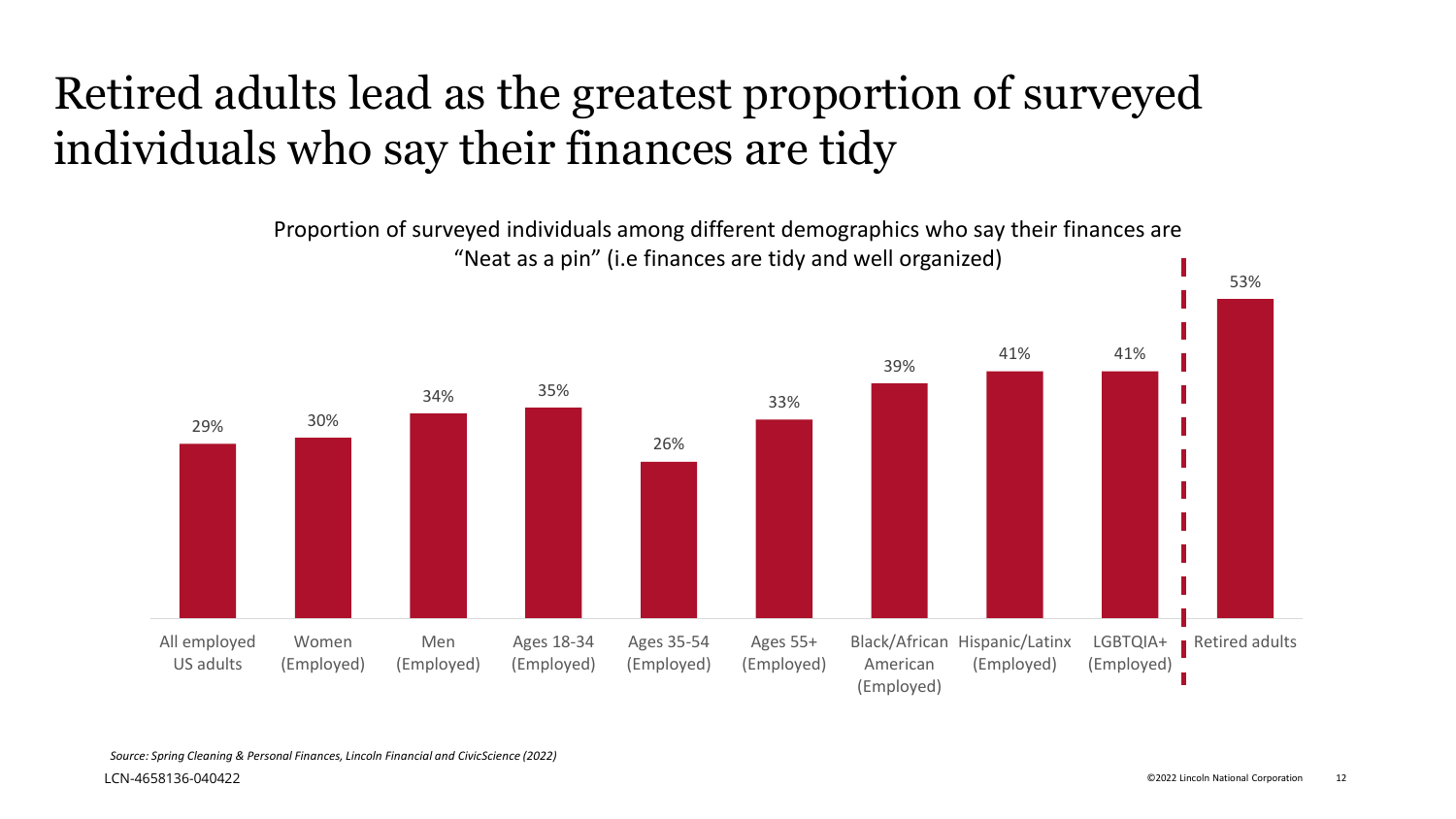# Retired adults lead as the greatest proportion of surveyed individuals who say their finances are tidy

Proportion of surveyed individuals among different demographics who say their finances are "Neat as a pin" (i.e finances are tidy and well organized)

| Demographic | Percentage |
| --- | --- |
| All employed US adults | 29% |
| Women (Employed) | 30% |
| Men (Employed) | 34% |
| Ages 18-34 (Employed) | 35% |
| Ages 35-54 (Employed) | 26% |
| Ages 55+ (Employed) | 33% |
| Black/African American (Employed) | 39% |
| Hispanic/Latinx (Employed) | 41% |
| LGBTQIA+ (Employed) | 41% |
| Retired adults | 53% |

*Source: Spring Cleaning & Personal Finances, Lincoln Financial and CivicScience (2022)*

LCN-4658136-040422

©2022 Lincoln National Corporation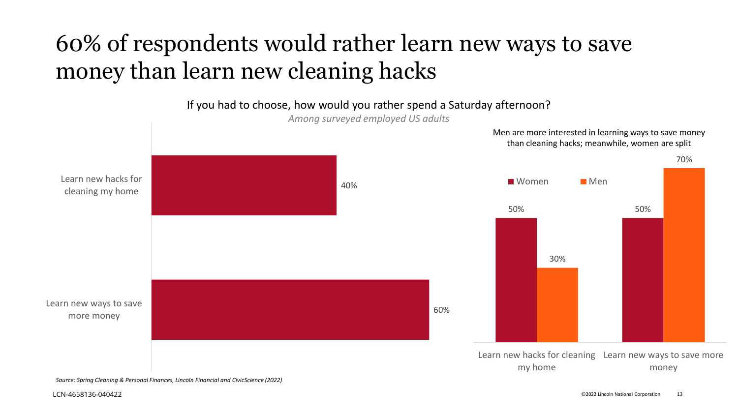# 60% of respondents would rather learn new ways to save money than learn new cleaning hacks

If you had to choose, how would you rather spend a Saturday afternoon?

*Among surveyed employed US adults*

| Response | % |
|---|---|
| Learn new hacks for cleaning my home | 40% |
| Learn new ways to save more money | 60% |

Men are more interested in learning ways to save money than cleaning hacks; meanwhile, women are split

| | Women | Men |
|---|---|---|
| Learn new hacks for cleaning my home | 50% | 30% |
| Learn new ways to save more money | 50% | 70% |

*Source: Spring Cleaning & Personal Finances, Lincoln Financial and CivicScience (2022)*

LCN-4658136-040422

©2022 Lincoln National Corporation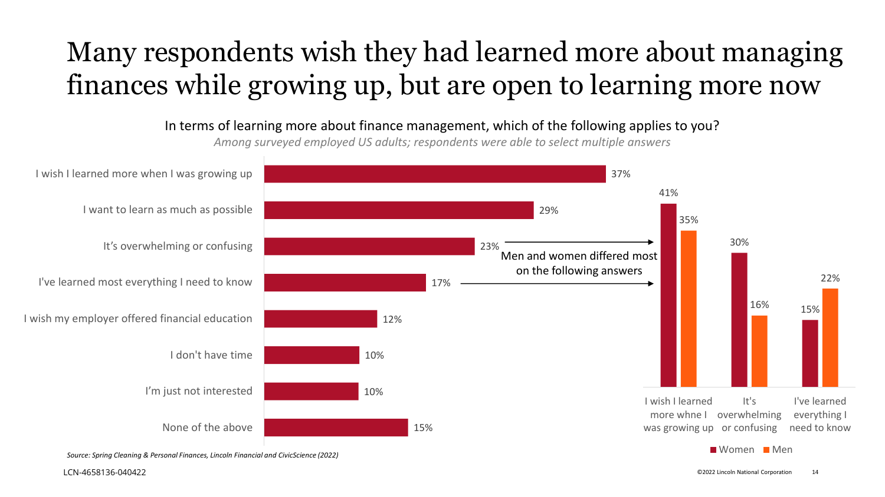# Many respondents wish they had learned more about managing finances while growing up, but are open to learning more now

In terms of learning more about finance management, which of the following applies to you?

*Among surveyed employed US adults; respondents were able to select multiple answers*

| Response | % |
|---|---|
| I wish I learned more when I was growing up | 37% |
| I want to learn as much as possible | 29% |
| It's overwhelming or confusing | 23% |
| I've learned most everything I need to know | 17% |
| I wish my employer offered financial education | 12% |
| I don't have time | 10% |
| I'm just not interested | 10% |
| None of the above | 15% |

Men and women differed most on the following answers

| Response | Women | Men |
|---|---|---|
| I wish I learned more whne I was growing up | 41% | 35% |
| It's overwhelming or confusing | 30% | 16% |
| I've learned everything I need to know | 15% | 22% |

*Source: Spring Cleaning & Personal Finances, Lincoln Financial and CivicScience (2022)*

LCN-4658136-040422

©2022 Lincoln National Corporation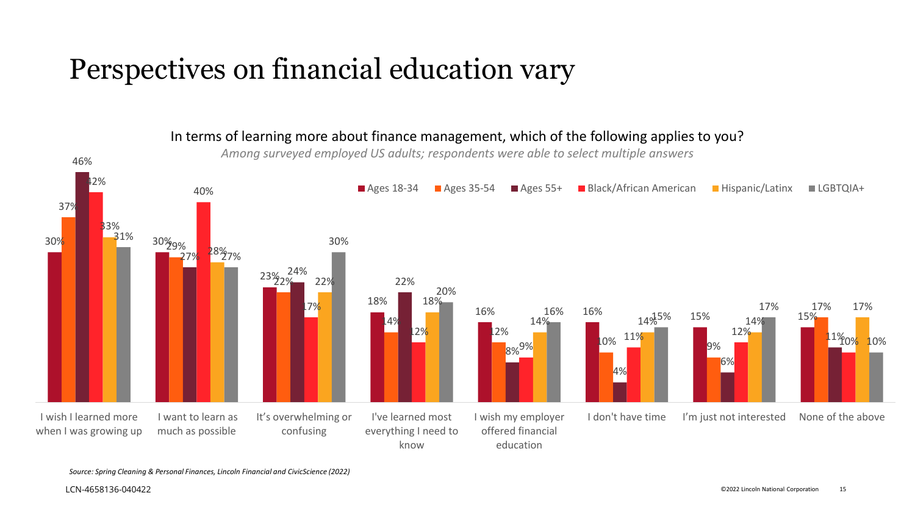# Perspectives on financial education vary

In terms of learning more about finance management, which of the following applies to you?

*Among surveyed employed US adults; respondents were able to select multiple answers*

| | Ages 18-34 | Ages 35-54 | Ages 55+ | Black/African American | Hispanic/Latinx | LGBTQIA+ |
|---|---|---|---|---|---|---|
| I wish I learned more when I was growing up | 30% | 37% | 46% | 42% | 33% | 31% |
| I want to learn as much as possible | 30% | 29% | 27% | 40% | 28% | 27% |
| It's overwhelming or confusing | 23% | 22% | 24% | 17% | 22% | 30% |
| I've learned most everything I need to know | 18% | 14% | 22% | 12% | 18% | 20% |
| I wish my employer offered financial education | 16% | 12% | 8% | 9% | 14% | 16% |
| I don't have time | 16% | 10% | 4% | 11% | 14% | 15% |
| I'm just not interested | 15% | 9% | 6% | 12% | 14% | 17% |
| None of the above | 15% | 17% | 11% | 10% | 17% | 10% |

*Source: Spring Cleaning & Personal Finances, Lincoln Financial and CivicScience (2022)*

LCN-4658136-040422

©2022 Lincoln National Corporation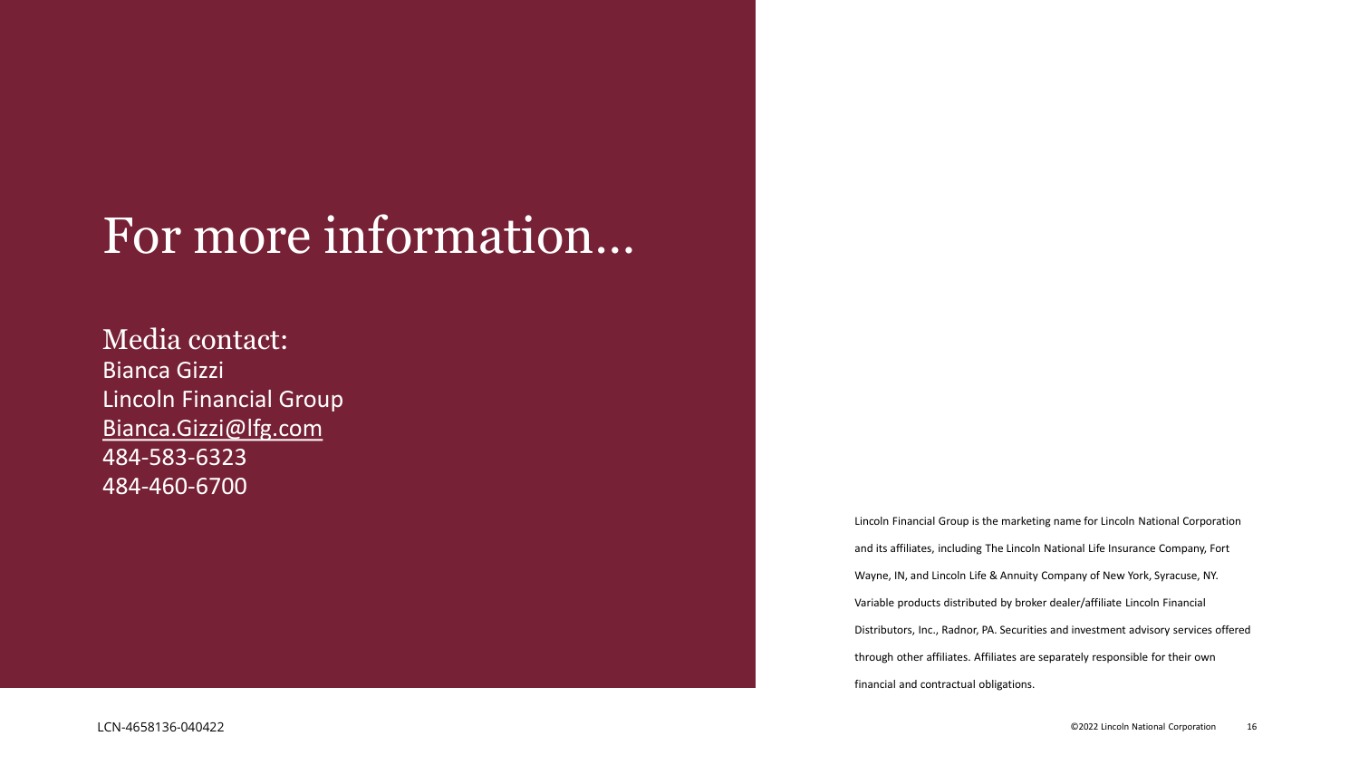# For more information…

Media contact:
Bianca Gizzi
Lincoln Financial Group
Bianca.Gizzi@lfg.com
484-583-6323
484-460-6700

Lincoln Financial Group is the marketing name for Lincoln National Corporation and its affiliates, including The Lincoln National Life Insurance Company, Fort Wayne, IN, and Lincoln Life & Annuity Company of New York, Syracuse, NY. Variable products distributed by broker dealer/affiliate Lincoln Financial Distributors, Inc., Radnor, PA. Securities and investment advisory services offered through other affiliates. Affiliates are separately responsible for their own financial and contractual obligations.

LCN-4658136-040422

©2022 Lincoln National Corporation